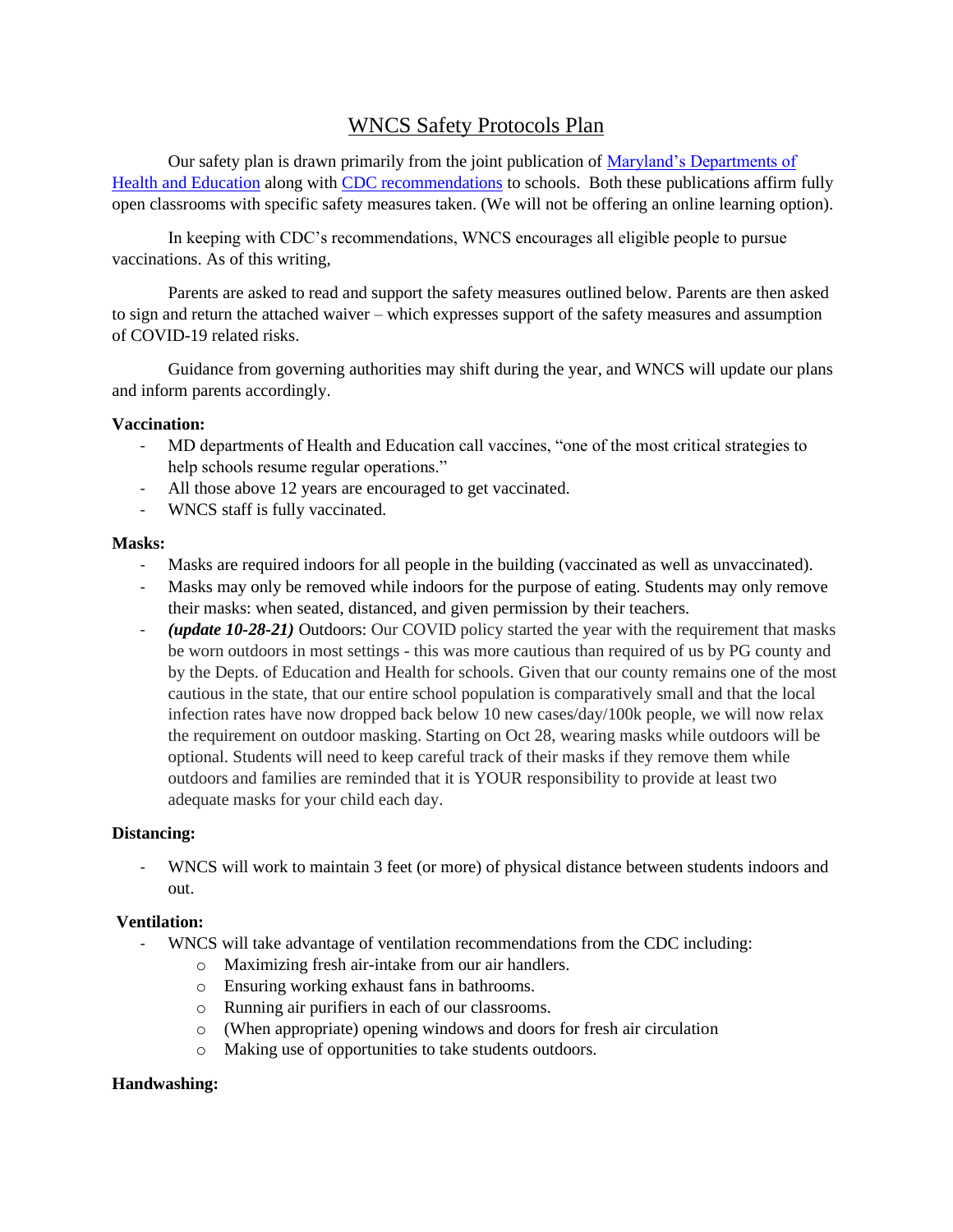# WNCS Safety Protocols Plan

Our safety plan is drawn primarily from the joint publication of Maryland's Departments of Health and Education along with CDC recommendations to schools. Both these publications affirm fully open classrooms with specific safety measures taken. (We will not be offering an online learning option).

In keeping with CDC's recommendations, WNCS encourages all eligible people to pursue vaccinations. As of this writing,

Parents are asked to read and support the safety measures outlined below. Parents are then asked to sign and return the attached waiver – which expresses support of the safety measures and assumption of COVID-19 related risks.

Guidance from governing authorities may shift during the year, and WNCS will update our plans and inform parents accordingly.

**Vaccination:**

- MD departments of Health and Education call vaccines, "one of the most critical strategies to help schools resume regular operations."
- All those above 12 years are encouraged to get vaccinated.
- WNCS staff is fully vaccinated.

**Masks:**

- Masks are required indoors for all people in the building (vaccinated as well as unvaccinated).
- Masks may only be removed while indoors for the purpose of eating. Students may only remove their masks: when seated, distanced, and given permission by their teachers.
- ***(update 10-28-21)*** Outdoors: Our COVID policy started the year with the requirement that masks be worn outdoors in most settings - this was more cautious than required of us by PG county and by the Depts. of Education and Health for schools. Given that our county remains one of the most cautious in the state, that our entire school population is comparatively small and that the local infection rates have now dropped back below 10 new cases/day/100k people, we will now relax the requirement on outdoor masking. Starting on Oct 28, wearing masks while outdoors will be optional. Students will need to keep careful track of their masks if they remove them while outdoors and families are reminded that it is YOUR responsibility to provide at least two adequate masks for your child each day.

**Distancing:**

- WNCS will work to maintain 3 feet (or more) of physical distance between students indoors and out.

**Ventilation:**

- WNCS will take advantage of ventilation recommendations from the CDC including:
  - Maximizing fresh air-intake from our air handlers.
  - Ensuring working exhaust fans in bathrooms.
  - Running air purifiers in each of our classrooms.
  - (When appropriate) opening windows and doors for fresh air circulation
  - Making use of opportunities to take students outdoors.

**Handwashing:**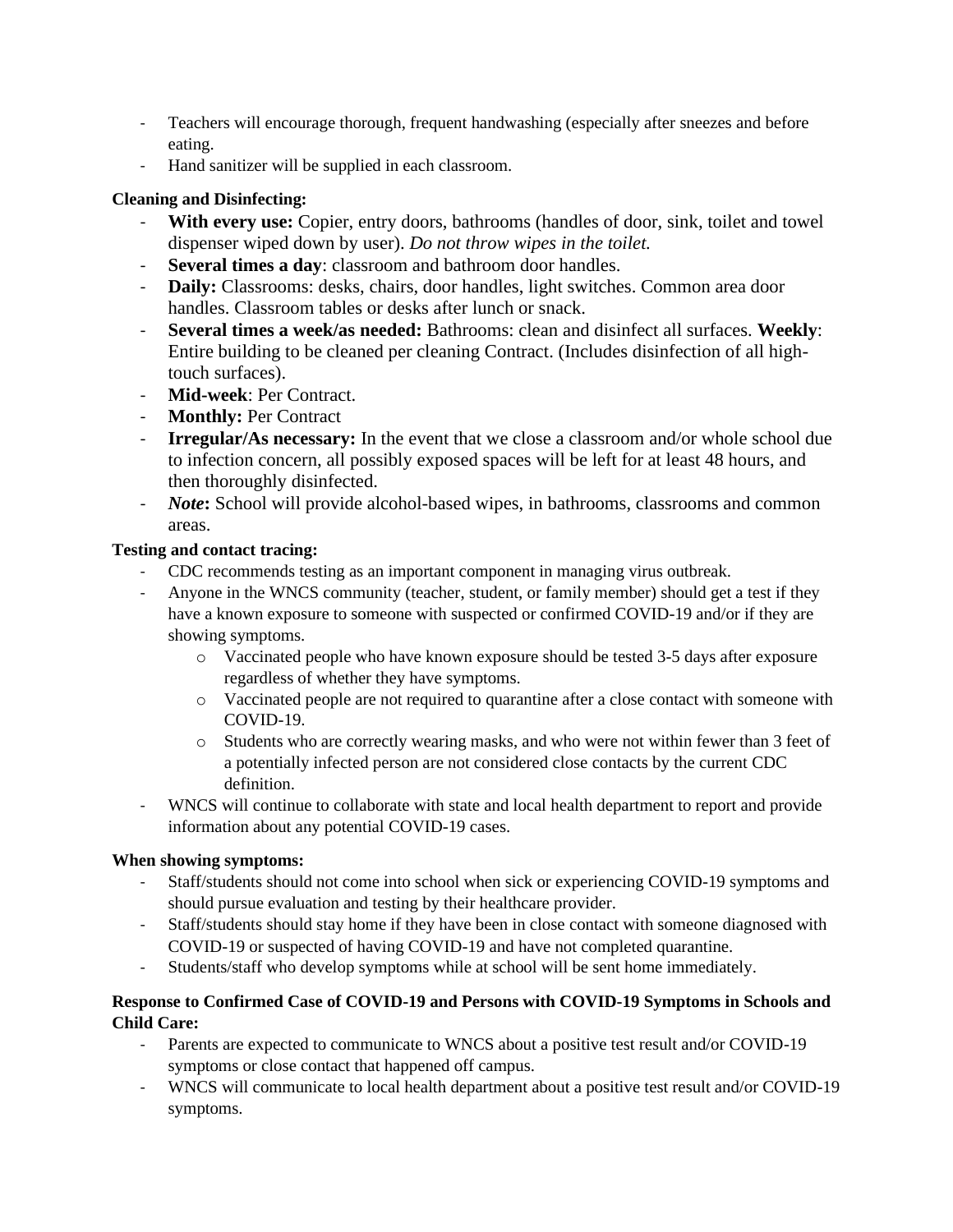- Teachers will encourage thorough, frequent handwashing (especially after sneezes and before eating.
- Hand sanitizer will be supplied in each classroom.

**Cleaning and Disinfecting:**

- **With every use:** Copier, entry doors, bathrooms (handles of door, sink, toilet and towel dispenser wiped down by user). *Do not throw wipes in the toilet.*
- **Several times a day**: classroom and bathroom door handles.
- **Daily:** Classrooms: desks, chairs, door handles, light switches. Common area door handles. Classroom tables or desks after lunch or snack.
- **Several times a week/as needed:** Bathrooms: clean and disinfect all surfaces. **Weekly**: Entire building to be cleaned per cleaning Contract. (Includes disinfection of all high-touch surfaces).
- **Mid-week**: Per Contract.
- **Monthly:** Per Contract
- **Irregular/As necessary:** In the event that we close a classroom and/or whole school due to infection concern, all possibly exposed spaces will be left for at least 48 hours, and then thoroughly disinfected.
- ***Note*****:** School will provide alcohol-based wipes, in bathrooms, classrooms and common areas.

**Testing and contact tracing:**

- CDC recommends testing as an important component in managing virus outbreak.
- Anyone in the WNCS community (teacher, student, or family member) should get a test if they have a known exposure to someone with suspected or confirmed COVID-19 and/or if they are showing symptoms.
    - Vaccinated people who have known exposure should be tested 3-5 days after exposure regardless of whether they have symptoms.
    - Vaccinated people are not required to quarantine after a close contact with someone with COVID-19.
    - Students who are correctly wearing masks, and who were not within fewer than 3 feet of a potentially infected person are not considered close contacts by the current CDC definition.
- WNCS will continue to collaborate with state and local health department to report and provide information about any potential COVID-19 cases.

**When showing symptoms:**

- Staff/students should not come into school when sick or experiencing COVID-19 symptoms and should pursue evaluation and testing by their healthcare provider.
- Staff/students should stay home if they have been in close contact with someone diagnosed with COVID-19 or suspected of having COVID-19 and have not completed quarantine.
- Students/staff who develop symptoms while at school will be sent home immediately.

**Response to Confirmed Case of COVID-19 and Persons with COVID-19 Symptoms in Schools and Child Care:**

- Parents are expected to communicate to WNCS about a positive test result and/or COVID-19 symptoms or close contact that happened off campus.
- WNCS will communicate to local health department about a positive test result and/or COVID-19 symptoms.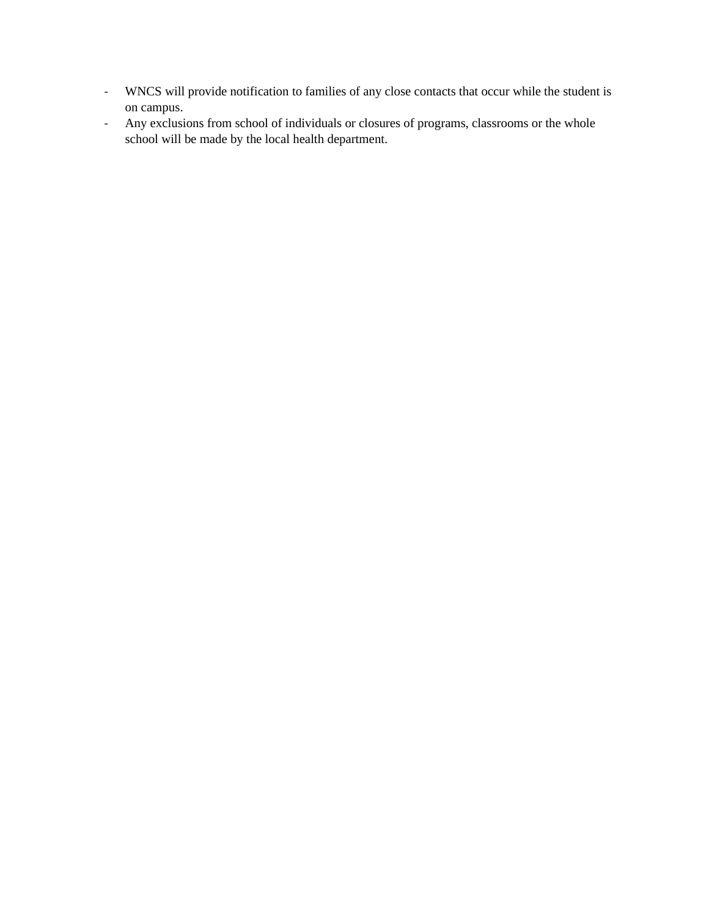- WNCS will provide notification to families of any close contacts that occur while the student is on campus.
- Any exclusions from school of individuals or closures of programs, classrooms or the whole school will be made by the local health department.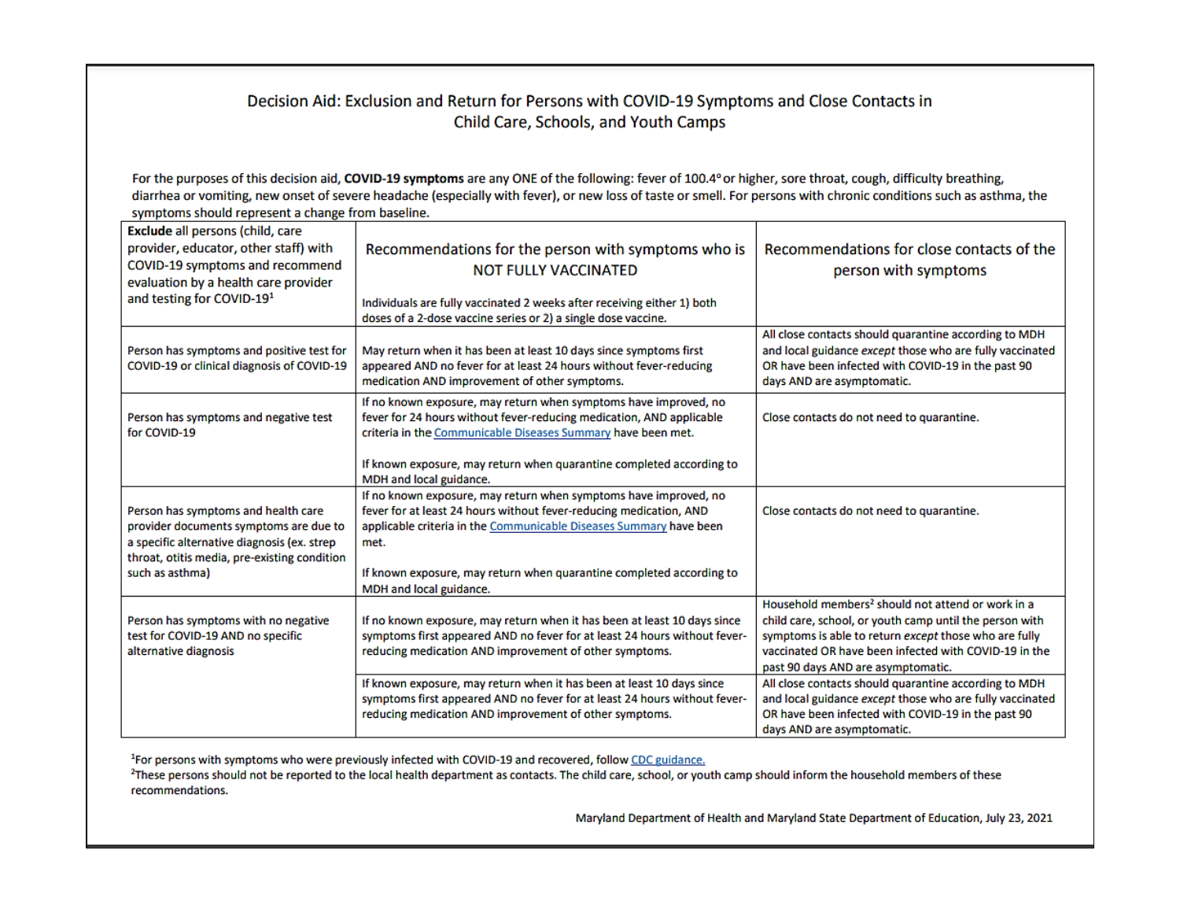# Decision Aid: Exclusion and Return for Persons with COVID-19 Symptoms and Close Contacts in Child Care, Schools, and Youth Camps

For the purposes of this decision aid, **COVID-19 symptoms** are any ONE of the following: fever of 100.4° or higher, sore throat, cough, difficulty breathing, diarrhea or vomiting, new onset of severe headache (especially with fever), or new loss of taste or smell. For persons with chronic conditions such as asthma, the symptoms should represent a change from baseline.

| **Exclude** all persons (child, care provider, educator, other staff) with COVID-19 symptoms and recommend evaluation by a health care provider and testing for COVID-19[1] | Recommendations for the person with symptoms who is NOT FULLY VACCINATED<br><br>Individuals are fully vaccinated 2 weeks after receiving either 1) both doses of a 2-dose vaccine series or 2) a single dose vaccine. | Recommendations for close contacts of the person with symptoms |
|---|---|---|
| Person has symptoms and positive test for COVID-19 or clinical diagnosis of COVID-19 | May return when it has been at least 10 days since symptoms first appeared AND no fever for at least 24 hours without fever-reducing medication AND improvement of other symptoms. | All close contacts should quarantine according to MDH and local guidance *except* those who are fully vaccinated OR have been infected with COVID-19 in the past 90 days AND are asymptomatic. |
| Person has symptoms and negative test for COVID-19 | If no known exposure, may return when symptoms have improved, no fever for 24 hours without fever-reducing medication, AND applicable criteria in the Communicable Diseases Summary have been met.<br><br>If known exposure, may return when quarantine completed according to MDH and local guidance. | Close contacts do not need to quarantine. |
| Person has symptoms and health care provider documents symptoms are due to a specific alternative diagnosis (ex. strep throat, otitis media, pre-existing condition such as asthma) | If no known exposure, may return when symptoms have improved, no fever for at least 24 hours without fever-reducing medication, AND applicable criteria in the Communicable Diseases Summary have been met.<br><br>If known exposure, may return when quarantine completed according to MDH and local guidance. | Close contacts do not need to quarantine. |
| Person has symptoms with no negative test for COVID-19 AND no specific alternative diagnosis | If no known exposure, may return when it has been at least 10 days since symptoms first appeared AND no fever for at least 24 hours without fever-reducing medication AND improvement of other symptoms. | Household members[2] should not attend or work in a child care, school, or youth camp until the person with symptoms is able to return *except* those who are fully vaccinated OR have been infected with COVID-19 in the past 90 days AND are asymptomatic. |
| | If known exposure, may return when it has been at least 10 days since symptoms first appeared AND no fever for at least 24 hours without fever-reducing medication AND improvement of other symptoms. | All close contacts should quarantine according to MDH and local guidance *except* those who are fully vaccinated OR have been infected with COVID-19 in the past 90 days AND are asymptomatic. |

[1]For persons with symptoms who were previously infected with COVID-19 and recovered, follow CDC guidance.
[2]These persons should not be reported to the local health department as contacts. The child care, school, or youth camp should inform the household members of these recommendations.

Maryland Department of Health and Maryland State Department of Education, July 23, 2021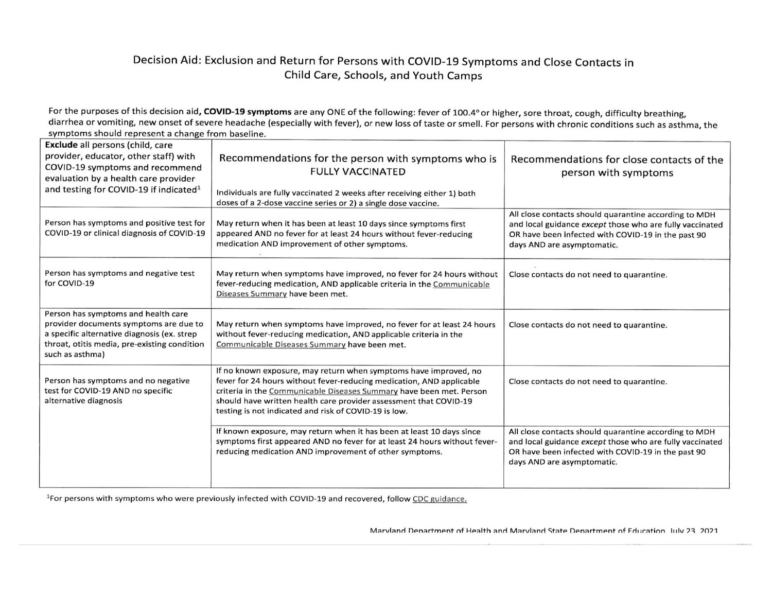# Decision Aid: Exclusion and Return for Persons with COVID-19 Symptoms and Close Contacts in Child Care, Schools, and Youth Camps

For the purposes of this decision aid, **COVID-19 symptoms** are any ONE of the following: fever of 100.4° or higher, sore throat, cough, difficulty breathing, diarrhea or vomiting, new onset of severe headache (especially with fever), or new loss of taste or smell. For persons with chronic conditions such as asthma, the symptoms should represent a change from baseline.

| **Exclude** all persons (child, care provider, educator, other staff) with COVID-19 symptoms and recommend evaluation by a health care provider and testing for COVID-19 if indicated[1] | Recommendations for the person with symptoms who is FULLY VACCINATED<br><br>Individuals are fully vaccinated 2 weeks after receiving either 1) both doses of a 2-dose vaccine series or 2) a single dose vaccine. | Recommendations for close contacts of the person with symptoms |
|---|---|---|
| Person has symptoms and positive test for COVID-19 or clinical diagnosis of COVID-19 | May return when it has been at least 10 days since symptoms first appeared AND no fever for at least 24 hours without fever-reducing medication AND improvement of other symptoms. | All close contacts should quarantine according to MDH and local guidance *except* those who are fully vaccinated OR have been infected with COVID-19 in the past 90 days AND are asymptomatic. |
| Person has symptoms and negative test for COVID-19 | May return when symptoms have improved, no fever for 24 hours without fever-reducing medication, AND applicable criteria in the Communicable Diseases Summary have been met. | Close contacts do not need to quarantine. |
| Person has symptoms and health care provider documents symptoms are due to a specific alternative diagnosis (ex. strep throat, otitis media, pre-existing condition such as asthma) | May return when symptoms have improved, no fever for at least 24 hours without fever-reducing medication, AND applicable criteria in the Communicable Diseases Summary have been met. | Close contacts do not need to quarantine. |
| Person has symptoms and no negative test for COVID-19 AND no specific alternative diagnosis | If no known exposure, may return when symptoms have improved, no fever for 24 hours without fever-reducing medication, AND applicable criteria in the Communicable Diseases Summary have been met. Person should have written health care provider assessment that COVID-19 testing is not indicated and risk of COVID-19 is low. | Close contacts do not need to quarantine. |
| | If known exposure, may return when it has been at least 10 days since symptoms first appeared AND no fever for at least 24 hours without fever-reducing medication AND improvement of other symptoms. | All close contacts should quarantine according to MDH and local guidance *except* those who are fully vaccinated OR have been infected with COVID-19 in the past 90 days AND are asymptomatic. |

[1]For persons with symptoms who were previously infected with COVID-19 and recovered, follow CDC guidance.

Maryland Department of Health and Maryland State Department of Education July 23, 2021